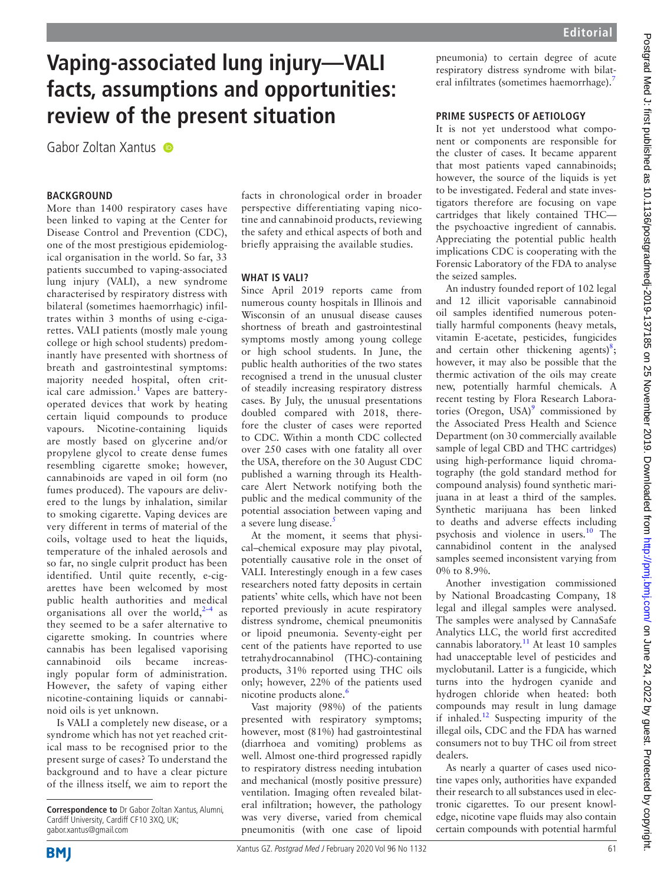# Vaping-associated lung injury—VALI facts, assumptions and opportunities: review of the present situation

Gabor Zoltan Xantus

## BACKGROUND

More than 1400 respiratory cases have been linked to vaping at the Center for Disease Control and Prevention (CDC), one of the most prestigious epidemiological organisation in the world. So far, 33 patients succumbed to vaping-associated lung injury (VALI), a new syndrome characterised by respiratory distress with bilateral (sometimes haemorrhagic) infiltrates within 3 months of using e-cigarettes. VALI patients (mostly male young college or high school students) predominantly have presented with shortness of breath and gastrointestinal symptoms: majority needed hospital, often critical care admission.[1] Vapes are battery-operated devices that work by heating certain liquid compounds to produce vapours. Nicotine-containing liquids are mostly based on glycerine and/or propylene glycol to create dense fumes resembling cigarette smoke; however, cannabinoids are vaped in oil form (no fumes produced). The vapours are delivered to the lungs by inhalation, similar to smoking cigarette. Vaping devices are very different in terms of material of the coils, voltage used to heat the liquids, temperature of the inhaled aerosols and so far, no single culprit product has been identified. Until quite recently, e-cigarettes have been welcomed by most public health authorities and medical organisations all over the world,[2–4] as they seemed to be a safer alternative to cigarette smoking. In countries where cannabis has been legalised vaporising cannabinoid oils became increasingly popular form of administration. However, the safety of vaping either nicotine-containing liquids or cannabinoid oils is yet unknown.

Is VALI a completely new disease, or a syndrome which has not yet reached critical mass to be recognised prior to the present surge of cases? To understand the background and to have a clear picture of the illness itself, we aim to report the facts in chronological order in broader perspective differentiating vaping nicotine and cannabinoid products, reviewing the safety and ethical aspects of both and briefly appraising the available studies.

## WHAT IS VALI?

Since April 2019 reports came from numerous county hospitals in Illinois and Wisconsin of an unusual disease causes shortness of breath and gastrointestinal symptoms mostly among young college or high school students. In June, the public health authorities of the two states recognised a trend in the unusual cluster of steadily increasing respiratory distress cases. By July, the unusual presentations doubled compared with 2018, therefore the cluster of cases were reported to CDC. Within a month CDC collected over 250 cases with one fatality all over the USA, therefore on the 30 August CDC published a warning through its Healthcare Alert Network notifying both the public and the medical community of the potential association between vaping and a severe lung disease.[5]

At the moment, it seems that physical–chemical exposure may play pivotal, potentially causative role in the onset of VALI. Interestingly enough in a few cases researchers noted fatty deposits in certain patients' white cells, which have not been reported previously in acute respiratory distress syndrome, chemical pneumonitis or lipoid pneumonia. Seventy-eight per cent of the patients have reported to use tetrahydrocannabinol (THC)-containing products, 31% reported using THC oils only; however, 22% of the patients used nicotine products alone.[6]

Vast majority (98%) of the patients presented with respiratory symptoms; however, most (81%) had gastrointestinal (diarrhoea and vomiting) problems as well. Almost one-third progressed rapidly to respiratory distress needing intubation and mechanical (mostly positive pressure) ventilation. Imaging often revealed bilateral infiltration; however, the pathology was very diverse, varied from chemical pneumonitis (with one case of lipoid pneumonia) to certain degree of acute respiratory distress syndrome with bilateral infiltrates (sometimes haemorrhage).[7]

## PRIME SUSPECTS OF AETIOLOGY

It is not yet understood what component or components are responsible for the cluster of cases. It became apparent that most patients vaped cannabinoids; however, the source of the liquids is yet to be investigated. Federal and state investigators therefore are focusing on vape cartridges that likely contained THC—the psychoactive ingredient of cannabis. Appreciating the potential public health implications CDC is cooperating with the Forensic Laboratory of the FDA to analyse the seized samples.

An industry founded report of 102 legal and 12 illicit vaporisable cannabinoid oil samples identified numerous potentially harmful components (heavy metals, vitamin E-acetate, pesticides, fungicides and certain other thickening agents)[8]; however, it may also be possible that the thermic activation of the oils may create new, potentially harmful chemicals. A recent testing by Flora Research Laboratories (Oregon, USA)[9] commissioned by the Associated Press Health and Science Department (on 30 commercially available sample of legal CBD and THC cartridges) using high-performance liquid chromatography (the gold standard method for compound analysis) found synthetic marijuana in at least a third of the samples. Synthetic marijuana has been linked to deaths and adverse effects including psychosis and violence in users.[10] The cannabidinol content in the analysed samples seemed inconsistent varying from 0% to 8.9%.

Another investigation commissioned by National Broadcasting Company, 18 legal and illegal samples were analysed. The samples were analysed by CannaSafe Analytics LLC, the world first accredited cannabis laboratory.[11] At least 10 samples had unacceptable level of pesticides and myclobutanil. Latter is a fungicide, which turns into the hydrogen cyanide and hydrogen chloride when heated: both compounds may result in lung damage if inhaled.[12] Suspecting impurity of the illegal oils, CDC and the FDA has warned consumers not to buy THC oil from street dealers.

As nearly a quarter of cases used nicotine vapes only, authorities have expanded their research to all substances used in electronic cigarettes. To our present knowledge, nicotine vape fluids may also contain certain compounds with potential harmful

**Correspondence to** Dr Gabor Zoltan Xantus, Alumni, Cardiff University, Cardiff CF10 3XQ, UK; gabor.xantus@gmail.com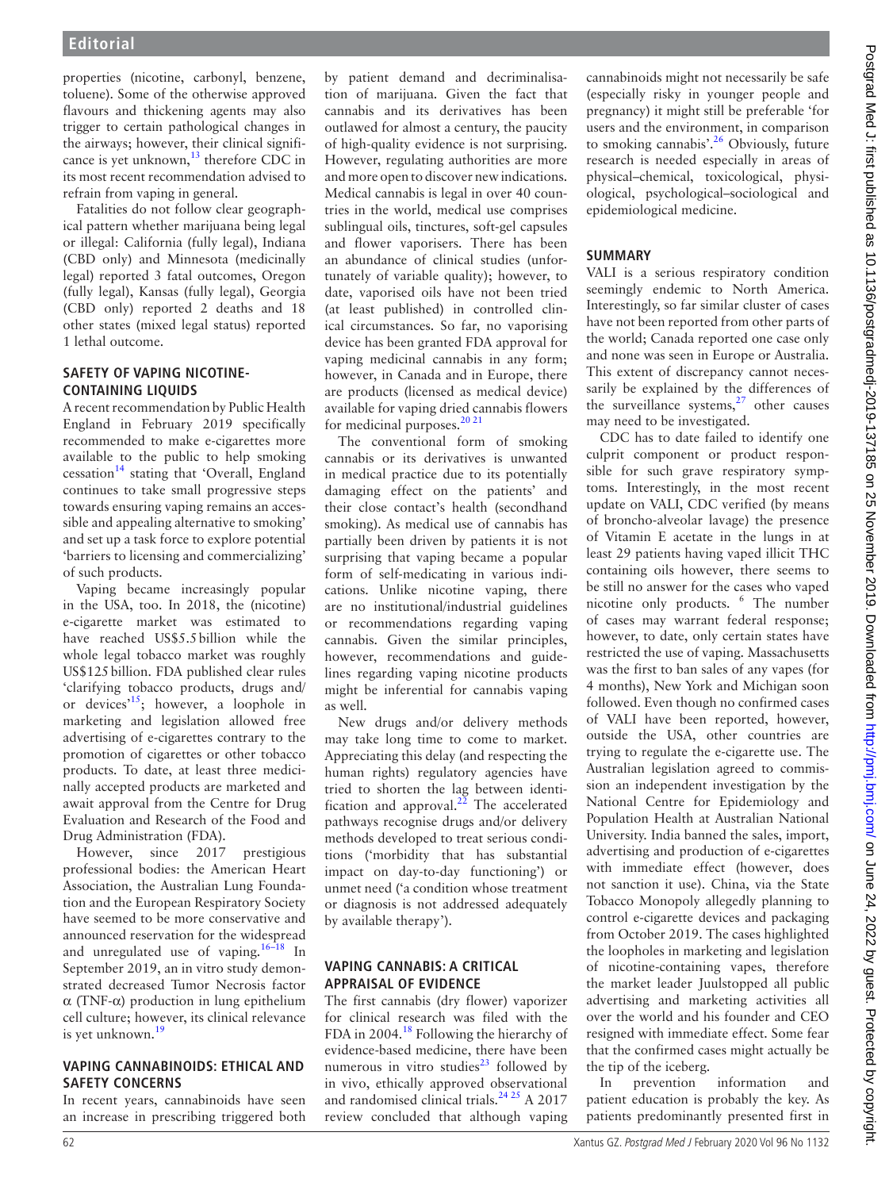properties (nicotine, carbonyl, benzene, toluene). Some of the otherwise approved flavours and thickening agents may also trigger to certain pathological changes in the airways; however, their clinical significance is yet unknown,[13] therefore CDC in its most recent recommendation advised to refrain from vaping in general.

Fatalities do not follow clear geographical pattern whether marijuana being legal or illegal: California (fully legal), Indiana (CBD only) and Minnesota (medicinally legal) reported 3 fatal outcomes, Oregon (fully legal), Kansas (fully legal), Georgia (CBD only) reported 2 deaths and 18 other states (mixed legal status) reported 1 lethal outcome.

## SAFETY OF VAPING NICOTINE-CONTAINING LIQUIDS

A recent recommendation by Public Health England in February 2019 specifically recommended to make e-cigarettes more available to the public to help smoking cessation[14] stating that 'Overall, England continues to take small progressive steps towards ensuring vaping remains an accessible and appealing alternative to smoking' and set up a task force to explore potential 'barriers to licensing and commercializing' of such products.

Vaping became increasingly popular in the USA, too. In 2018, the (nicotine) e-cigarette market was estimated to have reached US$5.5 billion while the whole legal tobacco market was roughly US$125 billion. FDA published clear rules 'clarifying tobacco products, drugs and/or devices'[15]; however, a loophole in marketing and legislation allowed free advertising of e-cigarettes contrary to the promotion of cigarettes or other tobacco products. To date, at least three medicinally accepted products are marketed and await approval from the Centre for Drug Evaluation and Research of the Food and Drug Administration (FDA).

However, since 2017 prestigious professional bodies: the American Heart Association, the Australian Lung Foundation and the European Respiratory Society have seemed to be more conservative and announced reservation for the widespread and unregulated use of vaping.[16–18] In September 2019, an in vitro study demonstrated decreased Tumor Necrosis factor α (TNF-α) production in lung epithelium cell culture; however, its clinical relevance is yet unknown.[19]

## VAPING CANNABINOIDS: ETHICAL AND SAFETY CONCERNS

In recent years, cannabinoids have seen an increase in prescribing triggered both by patient demand and decriminalisation of marijuana. Given the fact that cannabis and its derivatives has been outlawed for almost a century, the paucity of high-quality evidence is not surprising. However, regulating authorities are more and more open to discover new indications. Medical cannabis is legal in over 40 countries in the world, medical use comprises sublingual oils, tinctures, soft-gel capsules and flower vaporisers. There has been an abundance of clinical studies (unfortunately of variable quality); however, to date, vaporised oils have not been tried (at least published) in controlled clinical circumstances. So far, no vaporising device has been granted FDA approval for vaping medicinal cannabis in any form; however, in Canada and in Europe, there are products (licensed as medical device) available for vaping dried cannabis flowers for medicinal purposes.[20 21]

The conventional form of smoking cannabis or its derivatives is unwanted in medical practice due to its potentially damaging effect on the patients' and their close contact's health (secondhand smoking). As medical use of cannabis has partially been driven by patients it is not surprising that vaping became a popular form of self-medicating in various indications. Unlike nicotine vaping, there are no institutional/industrial guidelines or recommendations regarding vaping cannabis. Given the similar principles, however, recommendations and guidelines regarding vaping nicotine products might be inferential for cannabis vaping as well.

New drugs and/or delivery methods may take long time to come to market. Appreciating this delay (and respecting the human rights) regulatory agencies have tried to shorten the lag between identification and approval.[22] The accelerated pathways recognise drugs and/or delivery methods developed to treat serious conditions ('morbidity that has substantial impact on day-to-day functioning') or unmet need ('a condition whose treatment or diagnosis is not addressed adequately by available therapy').

## VAPING CANNABIS: A CRITICAL APPRAISAL OF EVIDENCE

The first cannabis (dry flower) vaporizer for clinical research was filed with the FDA in 2004.[18] Following the hierarchy of evidence-based medicine, there have been numerous in vitro studies[23] followed by in vivo, ethically approved observational and randomised clinical trials.[24 25] A 2017 review concluded that although vaping cannabinoids might not necessarily be safe (especially risky in younger people and pregnancy) it might still be preferable 'for users and the environment, in comparison to smoking cannabis'.[26] Obviously, future research is needed especially in areas of physical–chemical, toxicological, physiological, psychological–sociological and epidemiological medicine.

## SUMMARY

VALI is a serious respiratory condition seemingly endemic to North America. Interestingly, so far similar cluster of cases have not been reported from other parts of the world; Canada reported one case only and none was seen in Europe or Australia. This extent of discrepancy cannot necessarily be explained by the differences of the surveillance systems,[27] other causes may need to be investigated.

CDC has to date failed to identify one culprit component or product responsible for such grave respiratory symptoms. Interestingly, in the most recent update on VALI, CDC verified (by means of broncho-alveolar lavage) the presence of Vitamin E acetate in the lungs in at least 29 patients having vaped illicit THC containing oils however, there seems to be still no answer for the cases who vaped nicotine only products. [6] The number of cases may warrant federal response; however, to date, only certain states have restricted the use of vaping. Massachusetts was the first to ban sales of any vapes (for 4 months), New York and Michigan soon followed. Even though no confirmed cases of VALI have been reported, however, outside the USA, other countries are trying to regulate the e-cigarette use. The Australian legislation agreed to commission an independent investigation by the National Centre for Epidemiology and Population Health at Australian National University. India banned the sales, import, advertising and production of e-cigarettes with immediate effect (however, does not sanction it use). China, via the State Tobacco Monopoly allegedly planning to control e-cigarette devices and packaging from October 2019. The cases highlighted the loopholes in marketing and legislation of nicotine-containing vapes, therefore the market leader Juulstopped all public advertising and marketing activities all over the world and his founder and CEO resigned with immediate effect. Some fear that the confirmed cases might actually be the tip of the iceberg.

In prevention information and patient education is probably the key. As patients predominantly presented first in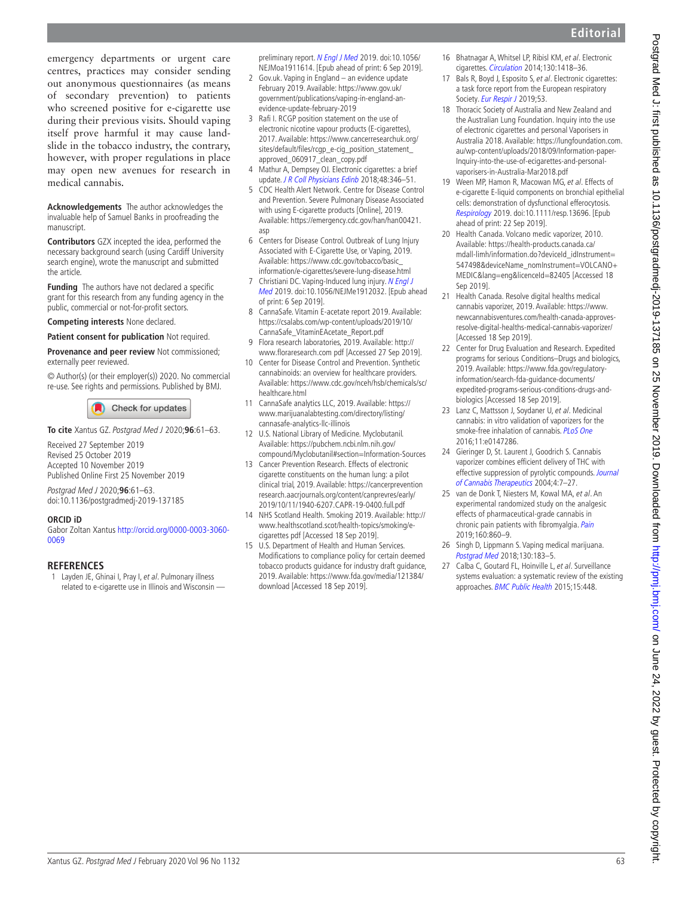emergency departments or urgent care centres, practices may consider sending out anonymous questionnaires (as means of secondary prevention) to patients who screened positive for e-cigarette use during their previous visits. Should vaping itself prove harmful it may cause landslide in the tobacco industry, the contrary, however, with proper regulations in place may open new avenues for research in medical cannabis.

**Acknowledgements** The author acknowledges the invaluable help of Samuel Banks in proofreading the manuscript.

**Contributors** GZX incepted the idea, performed the necessary background search (using Cardiff University search engine), wrote the manuscript and submitted the article.

**Funding** The authors have not declared a specific grant for this research from any funding agency in the public, commercial or not-for-profit sectors.

**Competing interests** None declared.

**Patient consent for publication** Not required.

**Provenance and peer review** Not commissioned; externally peer reviewed.

© Author(s) (or their employer(s)) 2020. No commercial re-use. See rights and permissions. Published by BMJ.

**To cite** Xantus GZ. *Postgrad Med J* 2020;**96**:61–63.

Received 27 September 2019
Revised 25 October 2019
Accepted 10 November 2019
Published Online First 25 November 2019

*Postgrad Med J* 2020;**96**:61–63.
doi:10.1136/postgradmedj-2019-137185

**ORCID iD**

Gabor Zoltan Xantus http://orcid.org/0000-0003-3060-0069

## REFERENCES

1. Layden JE, Ghinai I, Pray I, *et al*. Pulmonary illness related to e-cigarette use in Illinois and Wisconsin — preliminary report. *N Engl J Med* 2019. doi:10.1056/NEJMoa1911614. [Epub ahead of print: 6 Sep 2019].
2. Gov.uk. Vaping in England – an evidence update February 2019. Available: https://www.gov.uk/government/publications/vaping-in-england-an-evidence-update-february-2019
3. Rafi I. RCGP position statement on the use of electronic nicotine vapour products (E-cigarettes), 2017. Available: https://www.cancerresearchuk.org/sites/default/files/rcgp_e-cig_position_statement_approved_060917_clean_copy.pdf
4. Mathur A, Dempsey OJ. Electronic cigarettes: a brief update. *J R Coll Physicians Edinb* 2018;48:346–51.
5. CDC Health Alert Network. Centre for Disease Control and Prevention. Severe Pulmonary Disease Associated with using E-cigarette products [Online], 2019. Available: https://emergency.cdc.gov/han/han00421.asp
6. Centers for Disease Control. Outbreak of Lung Injury Associated with E-Cigarette Use, or Vaping, 2019. Available: https://www.cdc.gov/tobacco/basic_information/e-cigarettes/severe-lung-disease.html
7. Christiani DC. Vaping-Induced lung injury. *N Engl J Med* 2019. doi:10.1056/NEJMe1912032. [Epub ahead of print: 6 Sep 2019].
8. CannaSafe. Vitamin E-acetate report 2019. Available: https://csalabs.com/wp-content/uploads/2019/10/CannaSafe_VitaminEAcetate_Report.pdf
9. Flora research laboratories, 2019. Available: http://www.floraresearch.com pdf [Accessed 27 Sep 2019].
10. Center for Disease Control and Prevention. Synthetic cannabinoids: an overview for healthcare providers. Available: https://www.cdc.gov/nceh/hsb/chemicals/sc/healthcare.html
11. CannaSafe analytics LLC, 2019. Available: https://www.marijuanalabtesting.com/directory/listing/cannasafe-analytics-llc-illinois
12. U.S. National Library of Medicine. Myclobutanil. Available: https://pubchem.ncbi.nlm.nih.gov/compound/Myclobutanil#section=Information-Sources
13. Cancer Prevention Research. Effects of electronic cigarette constituents on the human lung: a pilot clinical trial, 2019. Available: https://cancerprevention research.aacrjournals.org/content/canprevres/early/2019/10/11/1940-6207.CAPR-19-0400.full.pdf
14. NHS Scotland Health. Smoking 2019. Available: http://www.healthscotland.scot/health-topics/smoking/e-cigarettes pdf [Accessed 18 Sep 2019].
15. U.S. Department of Health and Human Services. Modifications to compliance policy for certain deemed tobacco products guidance for industry draft guidance, 2019. Available: https://www.fda.gov/media/121384/download [Accessed 18 Sep 2019].
16. Bhatnagar A, Whitsel LP, Ribisl KM, *et al*. Electronic cigarettes. *Circulation* 2014;130:1418–36.
17. Bals R, Boyd J, Esposito S, *et al*. Electronic cigarettes: a task force report from the European respiratory Society. *Eur Respir J* 2019;53.
18. Thoracic Society of Australia and New Zealand and the Australian Lung Foundation. Inquiry into the use of electronic cigarettes and personal Vaporisers in Australia 2018. Available: https://lungfoundation.com.au/wp-content/uploads/2018/09/Information-paper-Inquiry-into-the-use-of-ecigarettes-and-personal-vaporisers-in-Australia-Mar2018.pdf
19. Ween MP, Hamon R, Macowan MG, *et al*. Effects of e-cigarette E-liquid components on bronchial epithelial cells: demonstration of dysfunctional efferocytosis. *Respirology* 2019. doi:10.1111/resp.13696. [Epub ahead of print: 22 Sep 2019].
20. Health Canada. Volcano medic vaporizer, 2010. Available: https://health-products.canada.ca/mdall-limh/information.do?deviceId_idInstrument=547498&deviceName_nomInstrument=VOLCANO+MEDIC&lang=eng&licenceId=82405 [Accessed 18 Sep 2019].
21. Health Canada. Resolve digital healths medical cannabis vaporizer, 2019. Available: https://www.newcannabisventures.com/health-canada-approves-resolve-digital-healths-medical-cannabis-vaporizer/ [Accessed 18 Sep 2019].
22. Center for Drug Evaluation and Research. Expedited programs for serious Conditions–Drugs and biologics, 2019. Available: https://www.fda.gov/regulatory-information/search-fda-guidance-documents/expedited-programs-serious-conditions-drugs-and-biologics [Accessed 18 Sep 2019].
23. Lanz C, Mattsson J, Soydaner U, *et al*. Medicinal cannabis: in vitro validation of vaporizers for the smoke-free inhalation of cannabis. *PLoS One* 2016;11:e0147286.
24. Gieringer D, St. Laurent J, Goodrich S. Cannabis vaporizer combines efficient delivery of THC with effective suppression of pyrolytic compounds. *Journal of Cannabis Therapeutics* 2004;4:7–27.
25. van de Donk T, Niesters M, Kowal MA, *et al*. An experimental randomized study on the analgesic effects of pharmaceutical-grade cannabis in chronic pain patients with fibromyalgia. *Pain* 2019;160:860–9.
26. Singh D, Lippmann S. Vaping medical marijuana. *Postgrad Med* 2018;130:183–5.
27. Calba C, Goutard FL, Hoinville L, *et al*. Surveillance systems evaluation: a systematic review of the existing approaches. *BMC Public Health* 2015;15:448.